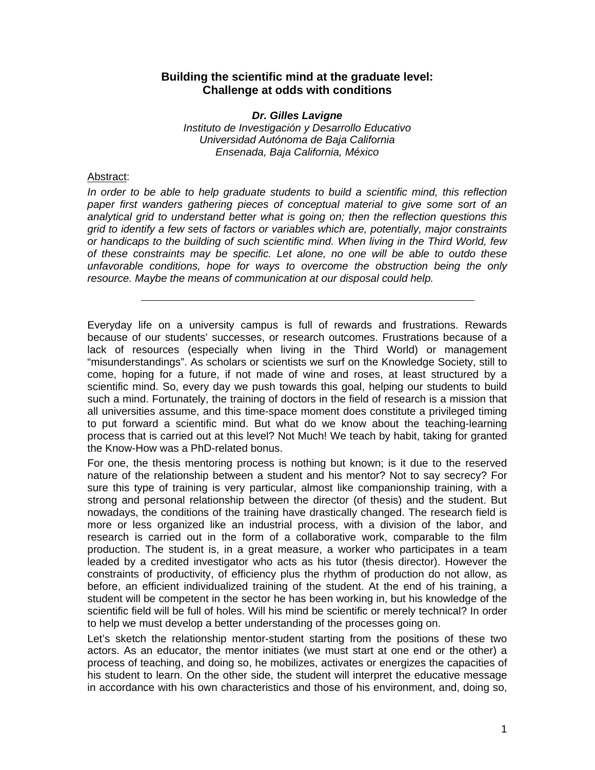# Building the scientific mind at the graduate level: Challenge at odds with conditions

***Dr. Gilles Lavigne***

*Instituto de Investigación y Desarrollo Educativo*
*Universidad Autónoma de Baja California*
*Ensenada, Baja California, México*

Abstract:

*In order to be able to help graduate students to build a scientific mind, this reflection paper first wanders gathering pieces of conceptual material to give some sort of an analytical grid to understand better what is going on; then the reflection questions this grid to identify a few sets of factors or variables which are, potentially, major constraints or handicaps to the building of such scientific mind. When living in the Third World, few of these constraints may be specific. Let alone, no one will be able to outdo these unfavorable conditions, hope for ways to overcome the obstruction being the only resource. Maybe the means of communication at our disposal could help.*

---

Everyday life on a university campus is full of rewards and frustrations. Rewards because of our students' successes, or research outcomes. Frustrations because of a lack of resources (especially when living in the Third World) or management "misunderstandings". As scholars or scientists we surf on the Knowledge Society, still to come, hoping for a future, if not made of wine and roses, at least structured by a scientific mind. So, every day we push towards this goal, helping our students to build such a mind. Fortunately, the training of doctors in the field of research is a mission that all universities assume, and this time-space moment does constitute a privileged timing to put forward a scientific mind. But what do we know about the teaching-learning process that is carried out at this level? Not Much! We teach by habit, taking for granted the Know-How was a PhD-related bonus.

For one, the thesis mentoring process is nothing but known; is it due to the reserved nature of the relationship between a student and his mentor? Not to say secrecy? For sure this type of training is very particular, almost like companionship training, with a strong and personal relationship between the director (of thesis) and the student. But nowadays, the conditions of the training have drastically changed. The research field is more or less organized like an industrial process, with a division of the labor, and research is carried out in the form of a collaborative work, comparable to the film production. The student is, in a great measure, a worker who participates in a team leaded by a credited investigator who acts as his tutor (thesis director). However the constraints of productivity, of efficiency plus the rhythm of production do not allow, as before, an efficient individualized training of the student. At the end of his training, a student will be competent in the sector he has been working in, but his knowledge of the scientific field will be full of holes. Will his mind be scientific or merely technical? In order to help we must develop a better understanding of the processes going on.

Let's sketch the relationship mentor-student starting from the positions of these two actors. As an educator, the mentor initiates (we must start at one end or the other) a process of teaching, and doing so, he mobilizes, activates or energizes the capacities of his student to learn. On the other side, the student will interpret the educative message in accordance with his own characteristics and those of his environment, and, doing so,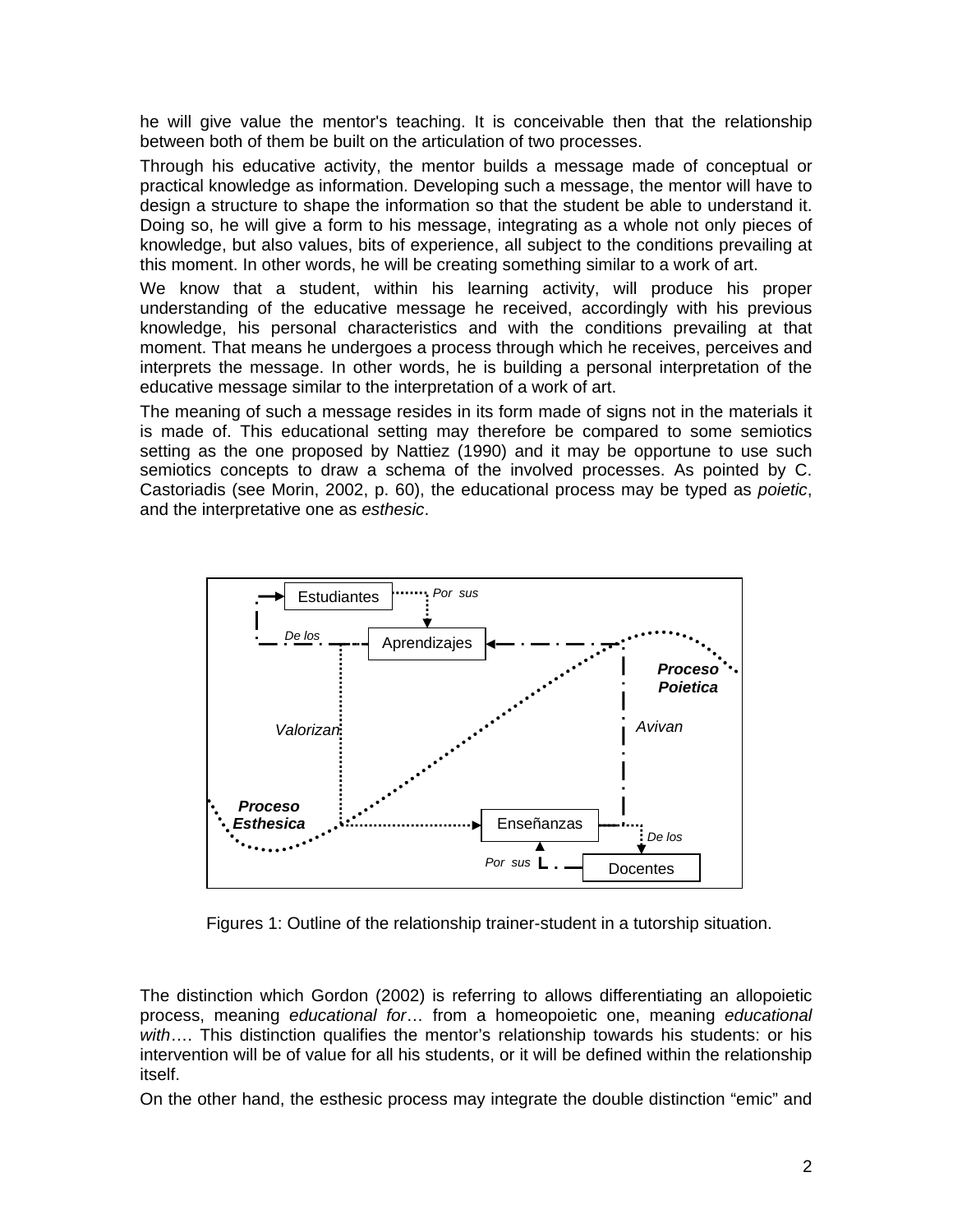he will give value the mentor's teaching. It is conceivable then that the relationship between both of them be built on the articulation of two processes.

Through his educative activity, the mentor builds a message made of conceptual or practical knowledge as information. Developing such a message, the mentor will have to design a structure to shape the information so that the student be able to understand it. Doing so, he will give a form to his message, integrating as a whole not only pieces of knowledge, but also values, bits of experience, all subject to the conditions prevailing at this moment. In other words, he will be creating something similar to a work of art.

We know that a student, within his learning activity, will produce his proper understanding of the educative message he received, accordingly with his previous knowledge, his personal characteristics and with the conditions prevailing at that moment. That means he undergoes a process through which he receives, perceives and interprets the message. In other words, he is building a personal interpretation of the educative message similar to the interpretation of a work of art.

The meaning of such a message resides in its form made of signs not in the materials it is made of. This educational setting may therefore be compared to some semiotics setting as the one proposed by Nattiez (1990) and it may be opportune to use such semiotics concepts to draw a schema of the involved processes. As pointed by C. Castoriadis (see Morin, 2002, p. 60), the educational process may be typed as *poietic*, and the interpretative one as *esthesic*.

Estudiantes — Por sus — Aprendizajes — De los — Proceso Poietica — Valorizan — Avivan — Proceso Esthesica — Enseñanzas — De los — Por sus — Docentes

Figures 1: Outline of the relationship trainer-student in a tutorship situation.

The distinction which Gordon (2002) is referring to allows differentiating an allopoietic process, meaning *educational for*… from a homeopoietic one, meaning *educational with*…. This distinction qualifies the mentor's relationship towards his students: or his intervention will be of value for all his students, or it will be defined within the relationship itself.

On the other hand, the esthesic process may integrate the double distinction "emic" and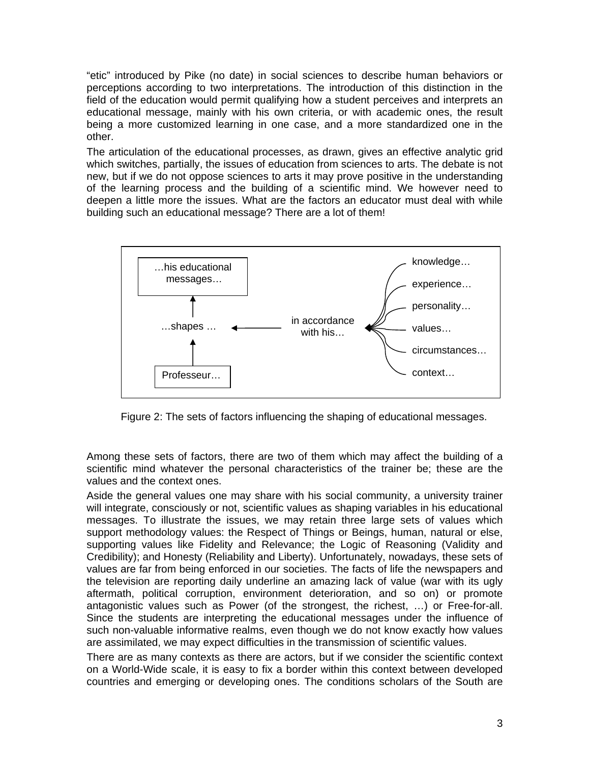"etic" introduced by Pike (no date) in social sciences to describe human behaviors or perceptions according to two interpretations. The introduction of this distinction in the field of the education would permit qualifying how a student perceives and interprets an educational message, mainly with his own criteria, or with academic ones, the result being a more customized learning in one case, and a more standardized one in the other.

The articulation of the educational processes, as drawn, gives an effective analytic grid which switches, partially, the issues of education from sciences to arts. The debate is not new, but if we do not oppose sciences to arts it may prove positive in the understanding of the learning process and the building of a scientific mind. We however need to deepen a little more the issues. What are the factors an educator must deal with while building such an educational message? There are a lot of them!

Professeur… → …shapes … → …his educational messages…

…shapes … ← in accordance with his… ← knowledge… / experience… / personality… / values… / circumstances… / context…

Figure 2: The sets of factors influencing the shaping of educational messages.

Among these sets of factors, there are two of them which may affect the building of a scientific mind whatever the personal characteristics of the trainer be; these are the values and the context ones.

Aside the general values one may share with his social community, a university trainer will integrate, consciously or not, scientific values as shaping variables in his educational messages. To illustrate the issues, we may retain three large sets of values which support methodology values: the Respect of Things or Beings, human, natural or else, supporting values like Fidelity and Relevance; the Logic of Reasoning (Validity and Credibility); and Honesty (Reliability and Liberty). Unfortunately, nowadays, these sets of values are far from being enforced in our societies. The facts of life the newspapers and the television are reporting daily underline an amazing lack of value (war with its ugly aftermath, political corruption, environment deterioration, and so on) or promote antagonistic values such as Power (of the strongest, the richest, …) or Free-for-all. Since the students are interpreting the educational messages under the influence of such non-valuable informative realms, even though we do not know exactly how values are assimilated, we may expect difficulties in the transmission of scientific values.

There are as many contexts as there are actors, but if we consider the scientific context on a World-Wide scale, it is easy to fix a border within this context between developed countries and emerging or developing ones. The conditions scholars of the South are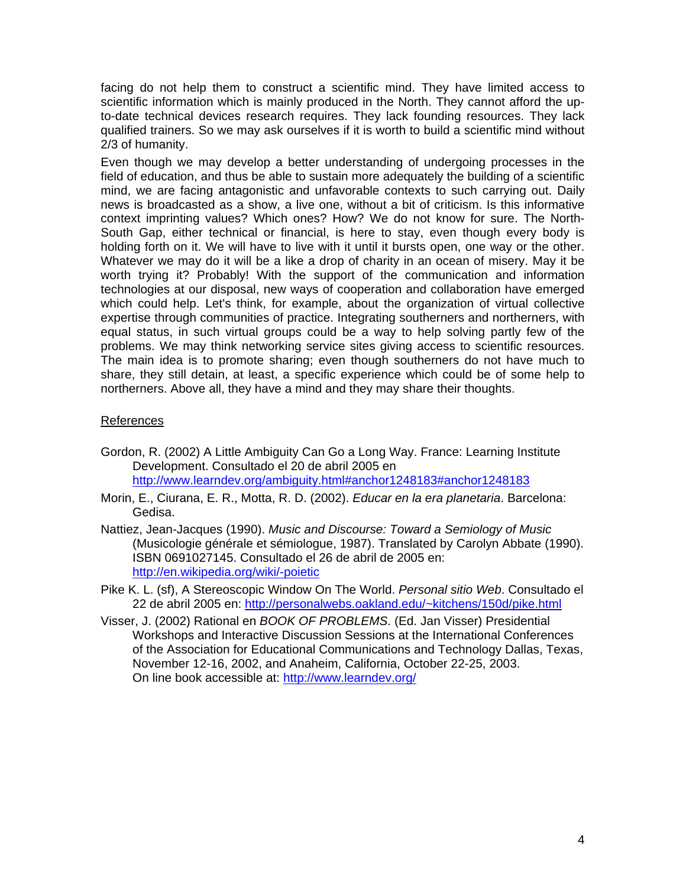facing do not help them to construct a scientific mind. They have limited access to scientific information which is mainly produced in the North. They cannot afford the up-to-date technical devices research requires. They lack founding resources. They lack qualified trainers. So we may ask ourselves if it is worth to build a scientific mind without 2/3 of humanity.

Even though we may develop a better understanding of undergoing processes in the field of education, and thus be able to sustain more adequately the building of a scientific mind, we are facing antagonistic and unfavorable contexts to such carrying out. Daily news is broadcasted as a show, a live one, without a bit of criticism. Is this informative context imprinting values? Which ones? How? We do not know for sure. The North-South Gap, either technical or financial, is here to stay, even though every body is holding forth on it. We will have to live with it until it bursts open, one way or the other. Whatever we may do it will be a like a drop of charity in an ocean of misery. May it be worth trying it? Probably! With the support of the communication and information technologies at our disposal, new ways of cooperation and collaboration have emerged which could help. Let's think, for example, about the organization of virtual collective expertise through communities of practice. Integrating southerners and northerners, with equal status, in such virtual groups could be a way to help solving partly few of the problems. We may think networking service sites giving access to scientific resources. The main idea is to promote sharing; even though southerners do not have much to share, they still detain, at least, a specific experience which could be of some help to northerners. Above all, they have a mind and they may share their thoughts.

References

Gordon, R. (2002) A Little Ambiguity Can Go a Long Way. France: Learning Institute Development. Consultado el 20 de abril 2005 en http://www.learndev.org/ambiguity.html#anchor1248183#anchor1248183

Morin, E., Ciurana, E. R., Motta, R. D. (2002). *Educar en la era planetaria*. Barcelona: Gedisa.

Nattiez, Jean-Jacques (1990). *Music and Discourse: Toward a Semiology of Music* (Musicologie générale et sémiologue, 1987). Translated by Carolyn Abbate (1990). ISBN 0691027145. Consultado el 26 de abril de 2005 en: http://en.wikipedia.org/wiki/-poietic

Pike K. L. (sf), A Stereoscopic Window On The World. *Personal sitio Web*. Consultado el 22 de abril 2005 en: http://personalwebs.oakland.edu/~kitchens/150d/pike.html

Visser, J. (2002) Rational en *BOOK OF PROBLEMS*. (Ed. Jan Visser) Presidential Workshops and Interactive Discussion Sessions at the International Conferences of the Association for Educational Communications and Technology Dallas, Texas, November 12-16, 2002, and Anaheim, California, October 22-25, 2003. On line book accessible at: http://www.learndev.org/